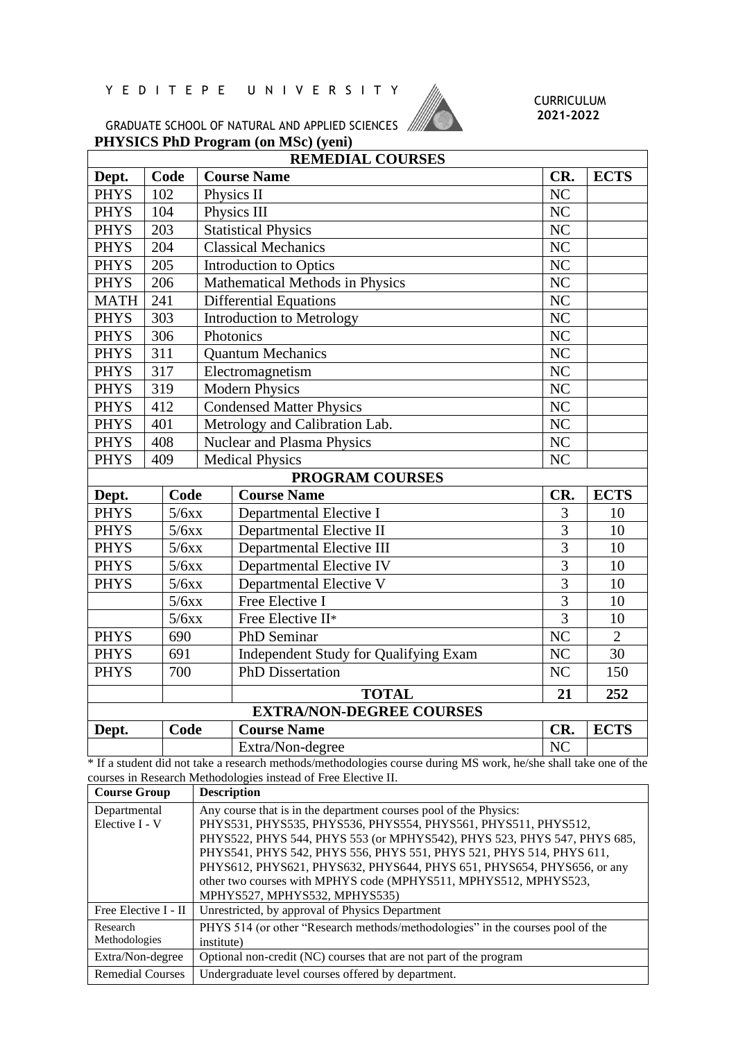YEDITEPE UNIVERSITY

GRADUATE SCHOOL OF NATURAL AND APPLIED SCIENCES

CURRICULUM
2021-2022

## PHYSICS PhD Program (on MSc) (yeni)

| REMEDIAL COURSES | | | | |
|---|---|---|---|---|
| **Dept.** | **Code** | **Course Name** | **CR.** | **ECTS** |
| PHYS | 102 | Physics II | NC | |
| PHYS | 104 | Physics III | NC | |
| PHYS | 203 | Statistical Physics | NC | |
| PHYS | 204 | Classical Mechanics | NC | |
| PHYS | 205 | Introduction to Optics | NC | |
| PHYS | 206 | Mathematical Methods in Physics | NC | |
| MATH | 241 | Differential Equations | NC | |
| PHYS | 303 | Introduction to Metrology | NC | |
| PHYS | 306 | Photonics | NC | |
| PHYS | 311 | Quantum Mechanics | NC | |
| PHYS | 317 | Electromagnetism | NC | |
| PHYS | 319 | Modern Physics | NC | |
| PHYS | 412 | Condensed Matter Physics | NC | |
| PHYS | 401 | Metrology and Calibration Lab. | NC | |
| PHYS | 408 | Nuclear and Plasma Physics | NC | |
| PHYS | 409 | Medical Physics | NC | |
| **PROGRAM COURSES** | | | | |
| **Dept.** | **Code** | **Course Name** | **CR.** | **ECTS** |
| PHYS | 5/6xx | Departmental Elective I | 3 | 10 |
| PHYS | 5/6xx | Departmental Elective II | 3 | 10 |
| PHYS | 5/6xx | Departmental Elective III | 3 | 10 |
| PHYS | 5/6xx | Departmental Elective IV | 3 | 10 |
| PHYS | 5/6xx | Departmental Elective V | 3 | 10 |
| | 5/6xx | Free Elective I | 3 | 10 |
| | 5/6xx | Free Elective II* | 3 | 10 |
| PHYS | 690 | PhD Seminar | NC | 2 |
| PHYS | 691 | Independent Study for Qualifying Exam | NC | 30 |
| PHYS | 700 | PhD Dissertation | NC | 150 |
| | | **TOTAL** | **21** | **252** |
| **EXTRA/NON-DEGREE COURSES** | | | | |
| **Dept.** | **Code** | **Course Name** | **CR.** | **ECTS** |
| | | Extra/Non-degree | NC | |

* If a student did not take a research methods/methodologies course during MS work, he/she shall take one of the courses in Research Methodologies instead of Free Elective II.

| Course Group | Description |
|---|---|
| Departmental Elective I - V | Any course that is in the department courses pool of the Physics: PHYS531, PHYS535, PHYS536, PHYS554, PHYS561, PHYS511, PHYS512, PHYS522, PHYS 544, PHYS 553 (or MPHYS542), PHYS 523, PHYS 547, PHYS 685, PHYS541, PHYS 542, PHYS 556, PHYS 551, PHYS 521, PHYS 514, PHYS 611, PHYS612, PHYS621, PHYS632, PHYS644, PHYS 651, PHYS654, PHYS656, or any other two courses with MPHYS code (MPHYS511, MPHYS512, MPHYS523, MPHYS527, MPHYS532, MPHYS535) |
| Free Elective I - II | Unrestricted, by approval of Physics Department |
| Research Methodologies | PHYS 514 (or other "Research methods/methodologies" in the courses pool of the institute) |
| Extra/Non-degree | Optional non-credit (NC) courses that are not part of the program |
| Remedial Courses | Undergraduate level courses offered by department. |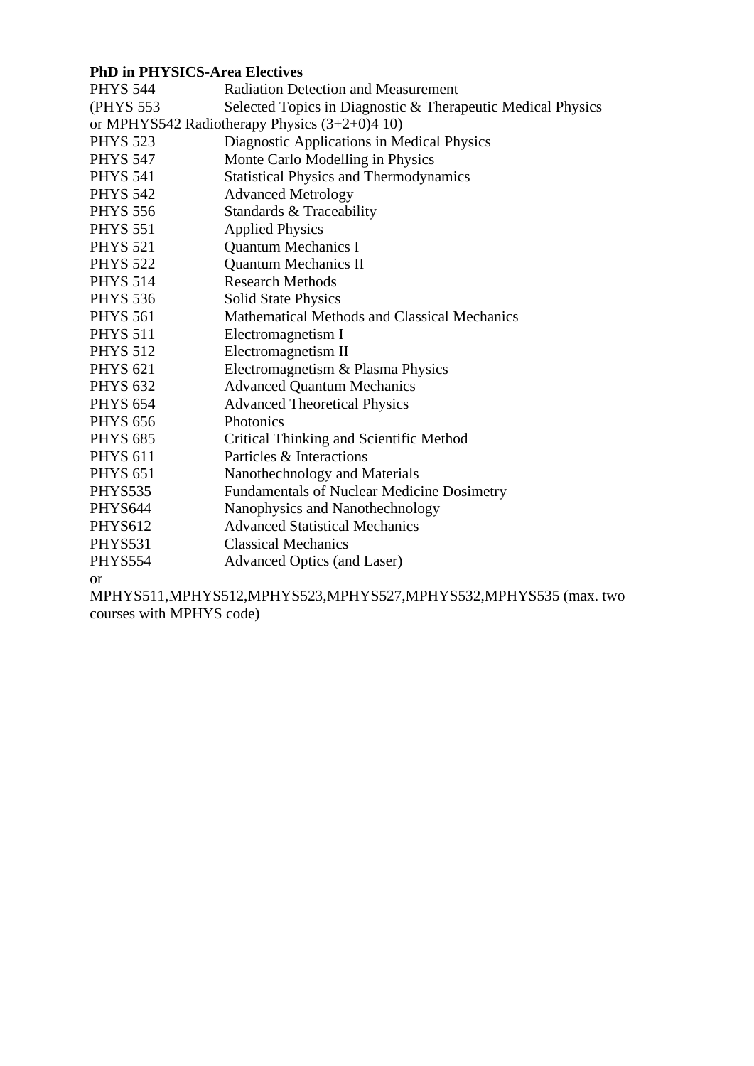**PhD in PHYSICS-Area Electives**

| | |
|---|---|
| PHYS 544 | Radiation Detection and Measurement |
| (PHYS 553 | Selected Topics in Diagnostic & Therapeutic Medical Physics |
| or MPHYS542 Radiotherapy Physics (3+2+0)4 10) | |
| PHYS 523 | Diagnostic Applications in Medical Physics |
| PHYS 547 | Monte Carlo Modelling in Physics |
| PHYS 541 | Statistical Physics and Thermodynamics |
| PHYS 542 | Advanced Metrology |
| PHYS 556 | Standards & Traceability |
| PHYS 551 | Applied Physics |
| PHYS 521 | Quantum Mechanics I |
| PHYS 522 | Quantum Mechanics II |
| PHYS 514 | Research Methods |
| PHYS 536 | Solid State Physics |
| PHYS 561 | Mathematical Methods and Classical Mechanics |
| PHYS 511 | Electromagnetism I |
| PHYS 512 | Electromagnetism II |
| PHYS 621 | Electromagnetism & Plasma Physics |
| PHYS 632 | Advanced Quantum Mechanics |
| PHYS 654 | Advanced Theoretical Physics |
| PHYS 656 | Photonics |
| PHYS 685 | Critical Thinking and Scientific Method |
| PHYS 611 | Particles & Interactions |
| PHYS 651 | Nanothechnology and Materials |
| PHYS535 | Fundamentals of Nuclear Medicine Dosimetry |
| PHYS644 | Nanophysics and Nanothechnology |
| PHYS612 | Advanced Statistical Mechanics |
| PHYS531 | Classical Mechanics |
| PHYS554 | Advanced Optics (and Laser) |

or

MPHYS511,MPHYS512,MPHYS523,MPHYS527,MPHYS532,MPHYS535 (max. two courses with MPHYS code)